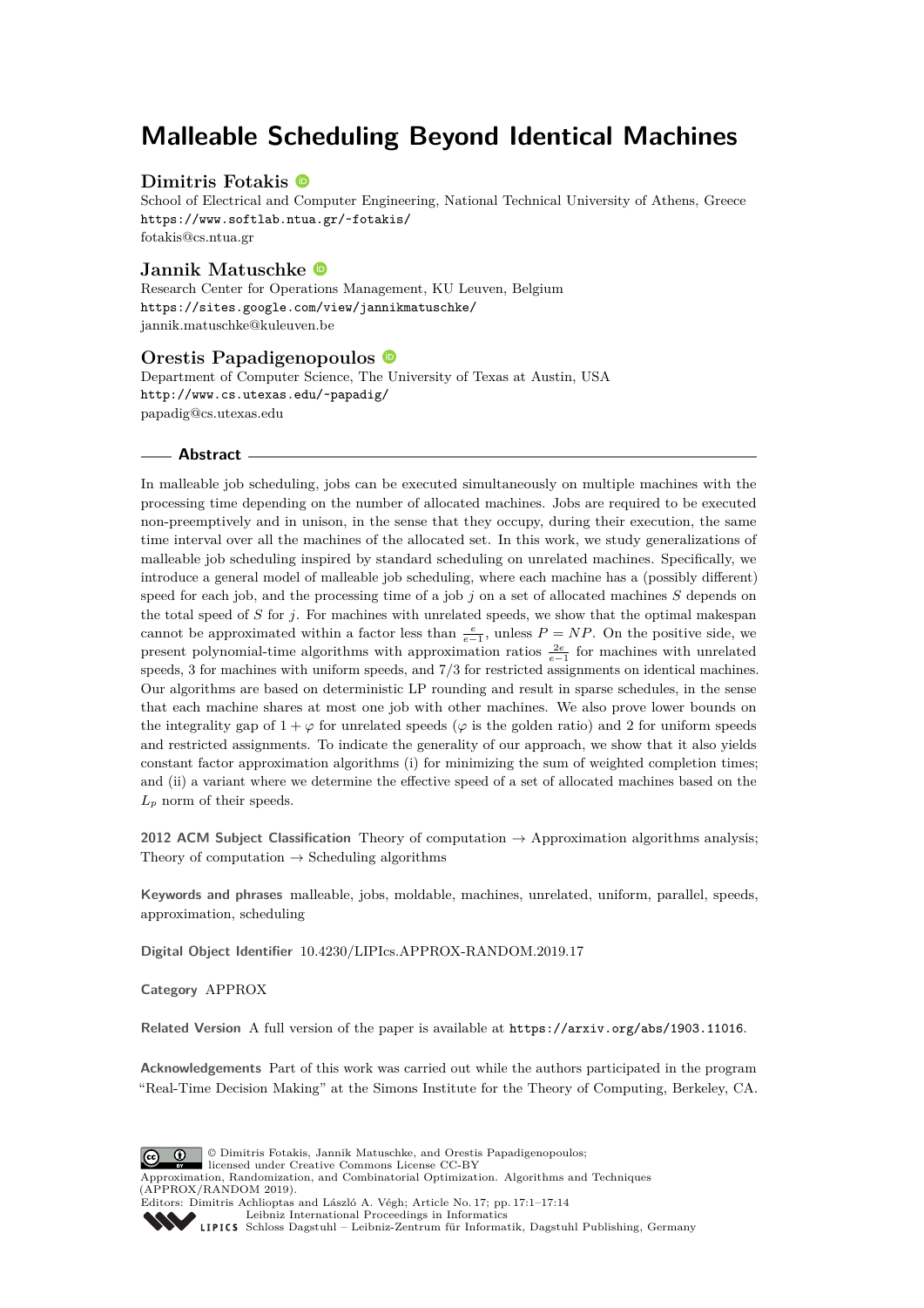# Malleable Scheduling Beyond Identical Machines

**Dimitris Fotakis**
School of Electrical and Computer Engineering, National Technical University of Athens, Greece
https://www.softlab.ntua.gr/~fotakis/
fotakis@cs.ntua.gr

**Jannik Matuschke**
Research Center for Operations Management, KU Leuven, Belgium
https://sites.google.com/view/jannikmatuschke/
jannik.matuschke@kuleuven.be

**Orestis Papadigenopoulos**
Department of Computer Science, The University of Texas at Austin, USA
http://www.cs.utexas.edu/~papadig/
papadig@cs.utexas.edu

## Abstract

In malleable job scheduling, jobs can be executed simultaneously on multiple machines with the processing time depending on the number of allocated machines. Jobs are required to be executed non-preemptively and in unison, in the sense that they occupy, during their execution, the same time interval over all the machines of the allocated set. In this work, we study generalizations of malleable job scheduling inspired by standard scheduling on unrelated machines. Specifically, we introduce a general model of malleable job scheduling, where each machine has a (possibly different) speed for each job, and the processing time of a job $j$ on a set of allocated machines $S$ depends on the total speed of $S$ for $j$. For machines with unrelated speeds, we show that the optimal makespan cannot be approximated within a factor less than $\frac{e}{e-1}$, unless $P = NP$. On the positive side, we present polynomial-time algorithms with approximation ratios $\frac{2e}{e-1}$ for machines with unrelated speeds, 3 for machines with uniform speeds, and 7/3 for restricted assignments on identical machines. Our algorithms are based on deterministic LP rounding and result in sparse schedules, in the sense that each machine shares at most one job with other machines. We also prove lower bounds on the integrality gap of $1 + \varphi$ for unrelated speeds ($\varphi$ is the golden ratio) and 2 for uniform speeds and restricted assignments. To indicate the generality of our approach, we show that it also yields constant factor approximation algorithms (i) for minimizing the sum of weighted completion times; and (ii) a variant where we determine the effective speed of a set of allocated machines based on the $L_p$ norm of their speeds.

**2012 ACM Subject Classification** Theory of computation → Approximation algorithms analysis; Theory of computation → Scheduling algorithms

**Keywords and phrases** malleable, jobs, moldable, machines, unrelated, uniform, parallel, speeds, approximation, scheduling

**Digital Object Identifier** 10.4230/LIPIcs.APPROX-RANDOM.2019.17

**Category** APPROX

**Related Version** A full version of the paper is available at https://arxiv.org/abs/1903.11016.

**Acknowledgements** Part of this work was carried out while the authors participated in the program "Real-Time Decision Making" at the Simons Institute for the Theory of Computing, Berkeley, CA.

© Dimitris Fotakis, Jannik Matuschke, and Orestis Papadigenopoulos; licensed under Creative Commons License CC-BY
Approximation, Randomization, and Combinatorial Optimization. Algorithms and Techniques (APPROX/RANDOM 2019).
Editors: Dimitris Achlioptas and László A. Végh; Article No. 17; pp. 17:1–17:14
Leibniz International Proceedings in Informatics
Schloss Dagstuhl – Leibniz-Zentrum für Informatik, Dagstuhl Publishing, Germany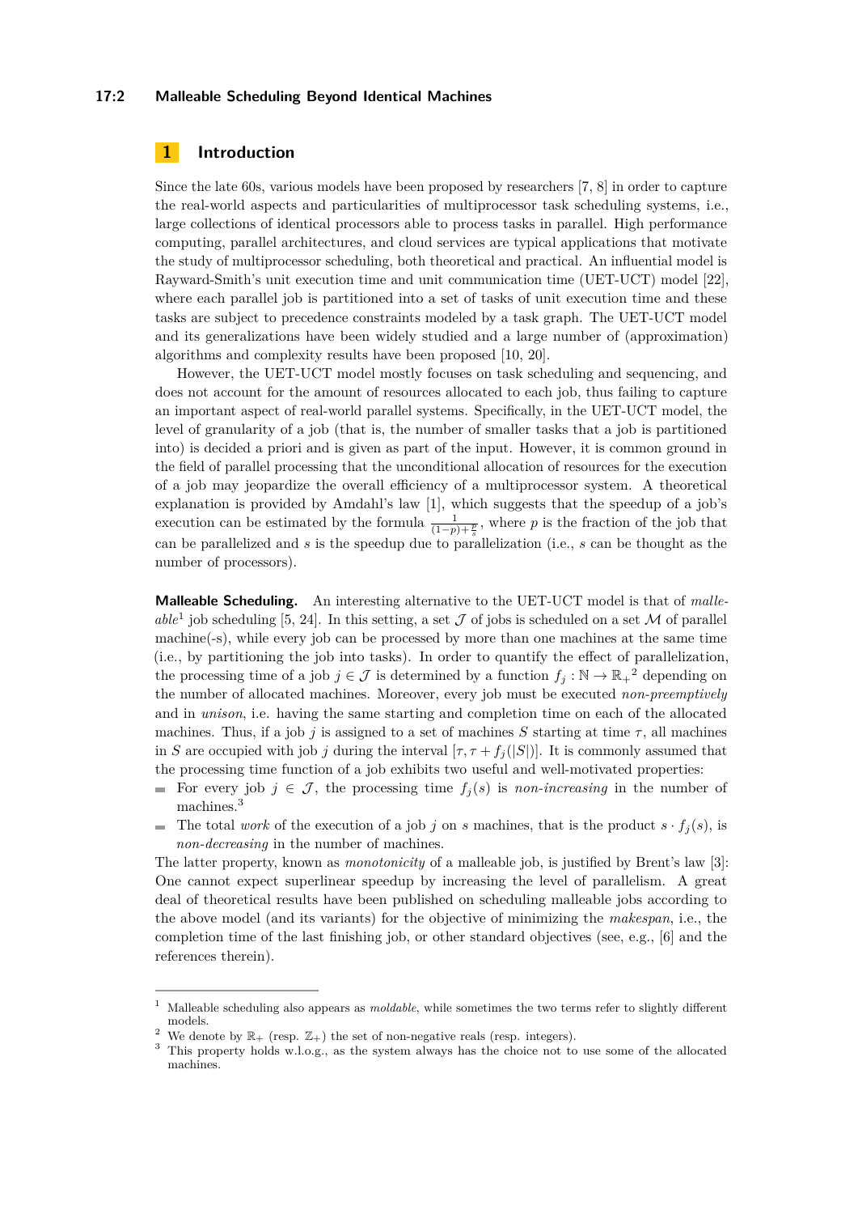## 1 Introduction

Since the late 60s, various models have been proposed by researchers [7, 8] in order to capture the real-world aspects and particularities of multiprocessor task scheduling systems, i.e., large collections of identical processors able to process tasks in parallel. High performance computing, parallel architectures, and cloud services are typical applications that motivate the study of multiprocessor scheduling, both theoretical and practical. An influential model is Rayward-Smith's unit execution time and unit communication time (UET-UCT) model [22], where each parallel job is partitioned into a set of tasks of unit execution time and these tasks are subject to precedence constraints modeled by a task graph. The UET-UCT model and its generalizations have been widely studied and a large number of (approximation) algorithms and complexity results have been proposed [10, 20].

However, the UET-UCT model mostly focuses on task scheduling and sequencing, and does not account for the amount of resources allocated to each job, thus failing to capture an important aspect of real-world parallel systems. Specifically, in the UET-UCT model, the level of granularity of a job (that is, the number of smaller tasks that a job is partitioned into) is decided a priori and is given as part of the input. However, it is common ground in the field of parallel processing that the unconditional allocation of resources for the execution of a job may jeopardize the overall efficiency of a multiprocessor system. A theoretical explanation is provided by Amdahl's law [1], which suggests that the speedup of a job's execution can be estimated by the formula $\frac{1}{(1-p)+\frac{p}{s}}$, where $p$ is the fraction of the job that can be parallelized and $s$ is the speedup due to parallelization (i.e., $s$ can be thought as the number of processors).

**Malleable Scheduling.** An interesting alternative to the UET-UCT model is that of *malleable*[1] job scheduling [5, 24]. In this setting, a set $\mathcal{J}$ of jobs is scheduled on a set $\mathcal{M}$ of parallel machine(-s), while every job can be processed by more than one machines at the same time (i.e., by partitioning the job into tasks). In order to quantify the effect of parallelization, the processing time of a job $j \in \mathcal{J}$ is determined by a function $f_j : \mathbb{N} \to \mathbb{R}_+$[2] depending on the number of allocated machines. Moreover, every job must be executed *non-preemptively* and in *unison*, i.e. having the same starting and completion time on each of the allocated machines. Thus, if a job $j$ is assigned to a set of machines $S$ starting at time $\tau$, all machines in $S$ are occupied with job $j$ during the interval $[\tau, \tau + f_j(|S|)]$. It is commonly assumed that the processing time function of a job exhibits two useful and well-motivated properties:

- For every job $j \in \mathcal{J}$, the processing time $f_j(s)$ is *non-increasing* in the number of machines.[3]
- The total *work* of the execution of a job $j$ on $s$ machines, that is the product $s \cdot f_j(s)$, is *non-decreasing* in the number of machines.

The latter property, known as *monotonicity* of a malleable job, is justified by Brent's law [3]: One cannot expect superlinear speedup by increasing the level of parallelism. A great deal of theoretical results have been published on scheduling malleable jobs according to the above model (and its variants) for the objective of minimizing the *makespan*, i.e., the completion time of the last finishing job, or other standard objectives (see, e.g., [6] and the references therein).

---

[1] Malleable scheduling also appears as *moldable*, while sometimes the two terms refer to slightly different models.

[2] We denote by $\mathbb{R}_+$ (resp. $\mathbb{Z}_+$) the set of non-negative reals (resp. integers).

[3] This property holds w.l.o.g., as the system always has the choice not to use some of the allocated machines.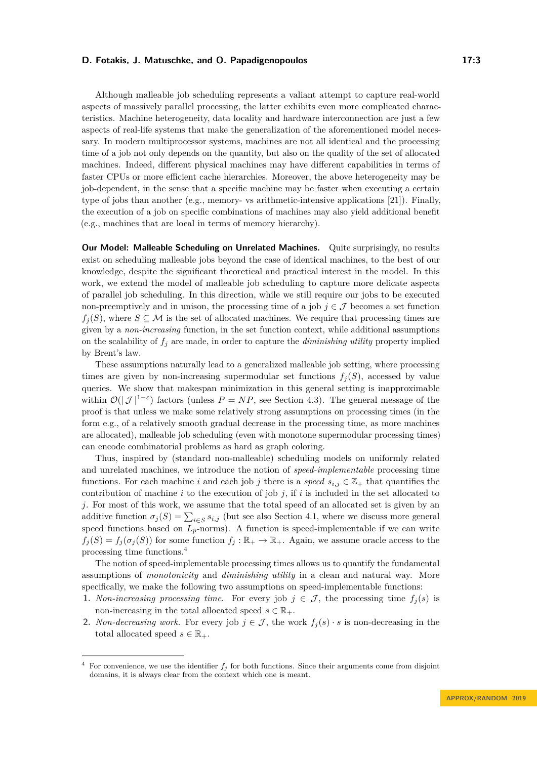Although malleable job scheduling represents a valiant attempt to capture real-world aspects of massively parallel processing, the latter exhibits even more complicated characteristics. Machine heterogeneity, data locality and hardware interconnection are just a few aspects of real-life systems that make the generalization of the aforementioned model necessary. In modern multiprocessor systems, machines are not all identical and the processing time of a job not only depends on the quantity, but also on the quality of the set of allocated machines. Indeed, different physical machines may have different capabilities in terms of faster CPUs or more efficient cache hierarchies. Moreover, the above heterogeneity may be job-dependent, in the sense that a specific machine may be faster when executing a certain type of jobs than another (e.g., memory- vs arithmetic-intensive applications [21]). Finally, the execution of a job on specific combinations of machines may also yield additional benefit (e.g., machines that are local in terms of memory hierarchy).

**Our Model: Malleable Scheduling on Unrelated Machines.** Quite surprisingly, no results exist on scheduling malleable jobs beyond the case of identical machines, to the best of our knowledge, despite the significant theoretical and practical interest in the model. In this work, we extend the model of malleable job scheduling to capture more delicate aspects of parallel job scheduling. In this direction, while we still require our jobs to be executed non-preemptively and in unison, the processing time of a job $j \in \mathcal{J}$ becomes a set function $f_j(S)$, where $S \subseteq \mathcal{M}$ is the set of allocated machines. We require that processing times are given by a *non-increasing* function, in the set function context, while additional assumptions on the scalability of $f_j$ are made, in order to capture the *diminishing utility* property implied by Brent's law.

These assumptions naturally lead to a generalized malleable job setting, where processing times are given by non-increasing supermodular set functions $f_j(S)$, accessed by value queries. We show that makespan minimization in this general setting is inapproximable within $\mathcal{O}(|\mathcal{J}|^{1-\varepsilon})$ factors (unless $P = NP$, see Section 4.3). The general message of the proof is that unless we make some relatively strong assumptions on processing times (in the form e.g., of a relatively smooth gradual decrease in the processing time, as more machines are allocated), malleable job scheduling (even with monotone supermodular processing times) can encode combinatorial problems as hard as graph coloring.

Thus, inspired by (standard non-malleable) scheduling models on uniformly related and unrelated machines, we introduce the notion of *speed-implementable* processing time functions. For each machine $i$ and each job $j$ there is a *speed* $s_{i,j} \in \mathbb{Z}_+$ that quantifies the contribution of machine $i$ to the execution of job $j$, if $i$ is included in the set allocated to $j$. For most of this work, we assume that the total speed of an allocated set is given by an additive function $\sigma_j(S) = \sum_{i \in S} s_{i,j}$ (but see also Section 4.1, where we discuss more general speed functions based on $L_p$-norms). A function is speed-implementable if we can write $f_j(S) = f_j(\sigma_j(S))$ for some function $f_j : \mathbb{R}_+ \to \mathbb{R}_+$. Again, we assume oracle access to the processing time functions.[4]

The notion of speed-implementable processing times allows us to quantify the fundamental assumptions of *monotonicity* and *diminishing utility* in a clean and natural way. More specifically, we make the following two assumptions on speed-implementable functions:

1. *Non-increasing processing time.* For every job $j \in \mathcal{J}$, the processing time $f_j(s)$ is non-increasing in the total allocated speed $s \in \mathbb{R}_+$.
2. *Non-decreasing work.* For every job $j \in \mathcal{J}$, the work $f_j(s) \cdot s$ is non-decreasing in the total allocated speed $s \in \mathbb{R}_+$.

[4] For convenience, we use the identifier $f_j$ for both functions. Since their arguments come from disjoint domains, it is always clear from the context which one is meant.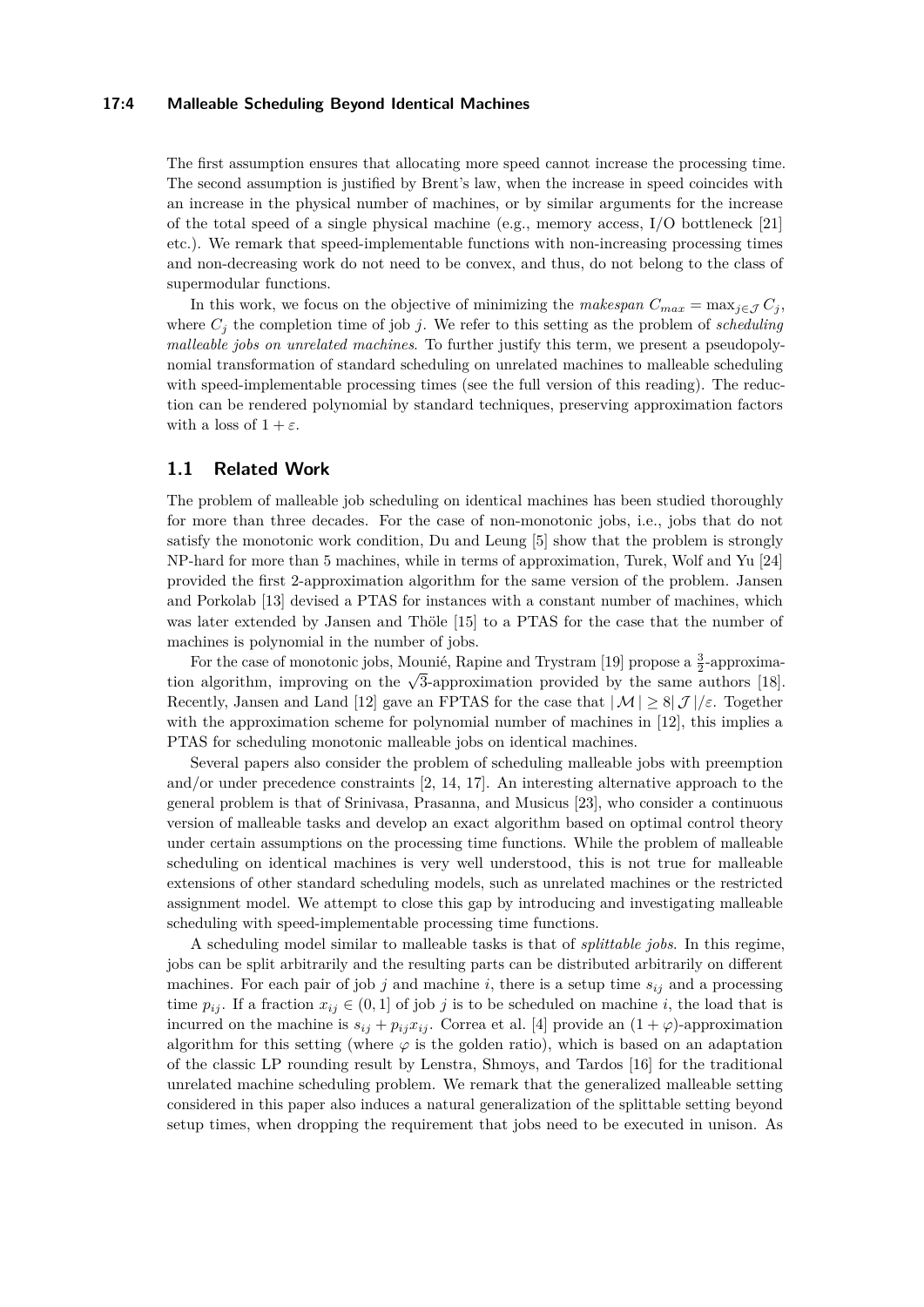The first assumption ensures that allocating more speed cannot increase the processing time. The second assumption is justified by Brent's law, when the increase in speed coincides with an increase in the physical number of machines, or by similar arguments for the increase of the total speed of a single physical machine (e.g., memory access, I/O bottleneck [21] etc.). We remark that speed-implementable functions with non-increasing processing times and non-decreasing work do not need to be convex, and thus, do not belong to the class of supermodular functions.

In this work, we focus on the objective of minimizing the *makespan* $C_{max} = \max_{j \in \mathcal{J}} C_j$, where $C_j$ the completion time of job $j$. We refer to this setting as the problem of *scheduling malleable jobs on unrelated machines*. To further justify this term, we present a pseudopolynomial transformation of standard scheduling on unrelated machines to malleable scheduling with speed-implementable processing times (see the full version of this reading). The reduction can be rendered polynomial by standard techniques, preserving approximation factors with a loss of $1 + \varepsilon$.

## 1.1 Related Work

The problem of malleable job scheduling on identical machines has been studied thoroughly for more than three decades. For the case of non-monotonic jobs, i.e., jobs that do not satisfy the monotonic work condition, Du and Leung [5] show that the problem is strongly NP-hard for more than 5 machines, while in terms of approximation, Turek, Wolf and Yu [24] provided the first 2-approximation algorithm for the same version of the problem. Jansen and Porkolab [13] devised a PTAS for instances with a constant number of machines, which was later extended by Jansen and Thöle [15] to a PTAS for the case that the number of machines is polynomial in the number of jobs.

For the case of monotonic jobs, Mounié, Rapine and Trystram [19] propose a $\frac{3}{2}$-approximation algorithm, improving on the $\sqrt{3}$-approximation provided by the same authors [18]. Recently, Jansen and Land [12] gave an FPTAS for the case that $|\mathcal{M}| \geq 8|\mathcal{J}|/\varepsilon$. Together with the approximation scheme for polynomial number of machines in [12], this implies a PTAS for scheduling monotonic malleable jobs on identical machines.

Several papers also consider the problem of scheduling malleable jobs with preemption and/or under precedence constraints [2, 14, 17]. An interesting alternative approach to the general problem is that of Srinivasa, Prasanna, and Musicus [23], who consider a continuous version of malleable tasks and develop an exact algorithm based on optimal control theory under certain assumptions on the processing time functions. While the problem of malleable scheduling on identical machines is very well understood, this is not true for malleable extensions of other standard scheduling models, such as unrelated machines or the restricted assignment model. We attempt to close this gap by introducing and investigating malleable scheduling with speed-implementable processing time functions.

A scheduling model similar to malleable tasks is that of *splittable jobs*. In this regime, jobs can be split arbitrarily and the resulting parts can be distributed arbitrarily on different machines. For each pair of job $j$ and machine $i$, there is a setup time $s_{ij}$ and a processing time $p_{ij}$. If a fraction $x_{ij} \in (0, 1]$ of job $j$ is to be scheduled on machine $i$, the load that is incurred on the machine is $s_{ij} + p_{ij}x_{ij}$. Correa et al. [4] provide an $(1 + \varphi)$-approximation algorithm for this setting (where $\varphi$ is the golden ratio), which is based on an adaptation of the classic LP rounding result by Lenstra, Shmoys, and Tardos [16] for the traditional unrelated machine scheduling problem. We remark that the generalized malleable setting considered in this paper also induces a natural generalization of the splittable setting beyond setup times, when dropping the requirement that jobs need to be executed in unison. As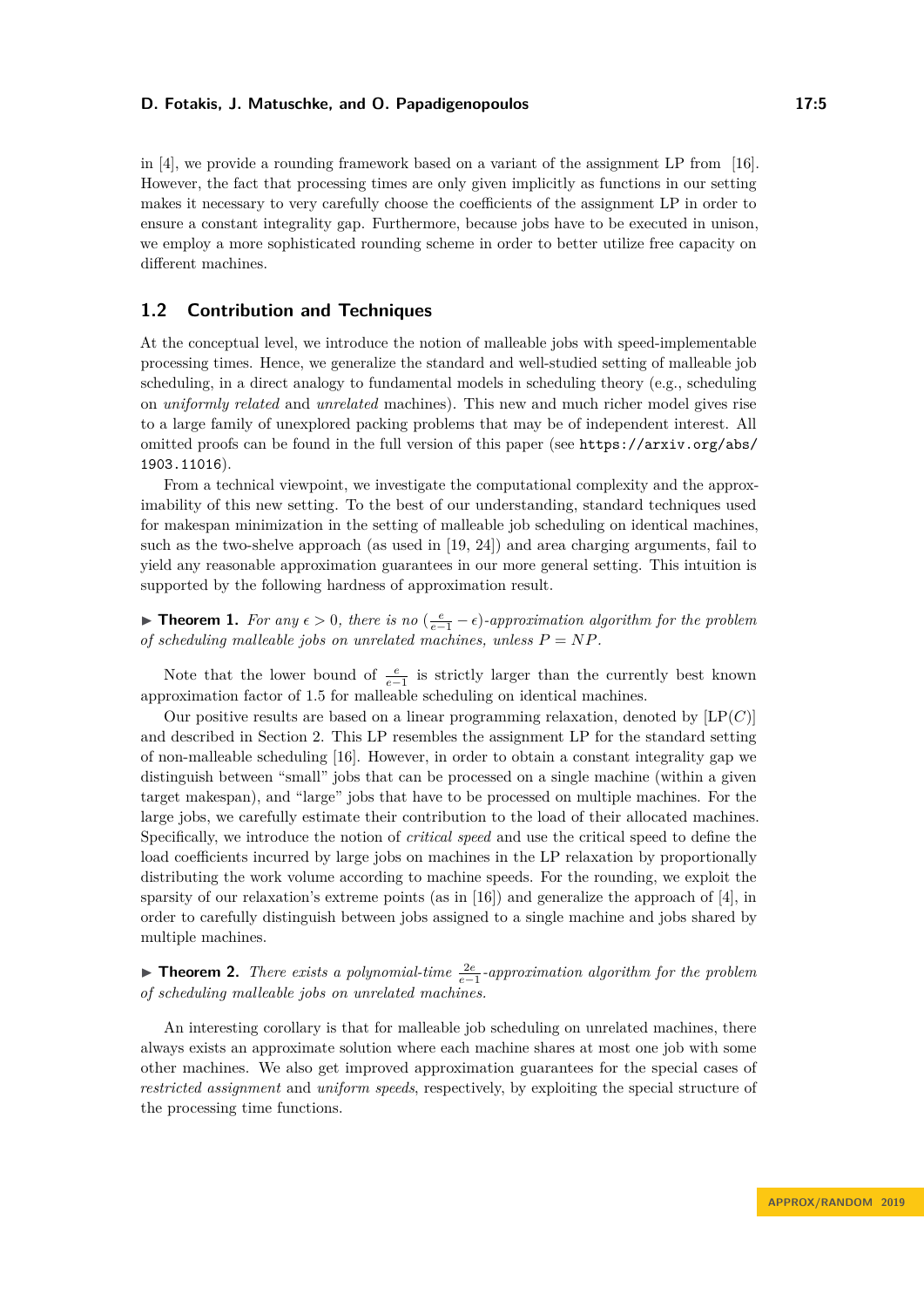in [4], we provide a rounding framework based on a variant of the assignment LP from [16]. However, the fact that processing times are only given implicitly as functions in our setting makes it necessary to very carefully choose the coefficients of the assignment LP in order to ensure a constant integrality gap. Furthermore, because jobs have to be executed in unison, we employ a more sophisticated rounding scheme in order to better utilize free capacity on different machines.

## 1.2 Contribution and Techniques

At the conceptual level, we introduce the notion of malleable jobs with speed-implementable processing times. Hence, we generalize the standard and well-studied setting of malleable job scheduling, in a direct analogy to fundamental models in scheduling theory (e.g., scheduling on *uniformly related* and *unrelated* machines). This new and much richer model gives rise to a large family of unexplored packing problems that may be of independent interest. All omitted proofs can be found in the full version of this paper (see `https://arxiv.org/abs/1903.11016`).

From a technical viewpoint, we investigate the computational complexity and the approximability of this new setting. To the best of our understanding, standard techniques used for makespan minimization in the setting of malleable job scheduling on identical machines, such as the two-shelve approach (as used in [19, 24]) and area charging arguments, fail to yield any reasonable approximation guarantees in our more general setting. This intuition is supported by the following hardness of approximation result.

▶ **Theorem 1.** *For any $\epsilon > 0$, there is no $(\frac{e}{e-1} - \epsilon)$-approximation algorithm for the problem of scheduling malleable jobs on unrelated machines, unless $P = NP$.*

Note that the lower bound of $\frac{e}{e-1}$ is strictly larger than the currently best known approximation factor of 1.5 for malleable scheduling on identical machines.

Our positive results are based on a linear programming relaxation, denoted by [LP($C$)] and described in Section 2. This LP resembles the assignment LP for the standard setting of non-malleable scheduling [16]. However, in order to obtain a constant integrality gap we distinguish between "small" jobs that can be processed on a single machine (within a given target makespan), and "large" jobs that have to be processed on multiple machines. For the large jobs, we carefully estimate their contribution to the load of their allocated machines. Specifically, we introduce the notion of *critical speed* and use the critical speed to define the load coefficients incurred by large jobs on machines in the LP relaxation by proportionally distributing the work volume according to machine speeds. For the rounding, we exploit the sparsity of our relaxation's extreme points (as in [16]) and generalize the approach of [4], in order to carefully distinguish between jobs assigned to a single machine and jobs shared by multiple machines.

▶ **Theorem 2.** *There exists a polynomial-time $\frac{2e}{e-1}$-approximation algorithm for the problem of scheduling malleable jobs on unrelated machines.*

An interesting corollary is that for malleable job scheduling on unrelated machines, there always exists an approximate solution where each machine shares at most one job with some other machines. We also get improved approximation guarantees for the special cases of *restricted assignment* and *uniform speeds*, respectively, by exploiting the special structure of the processing time functions.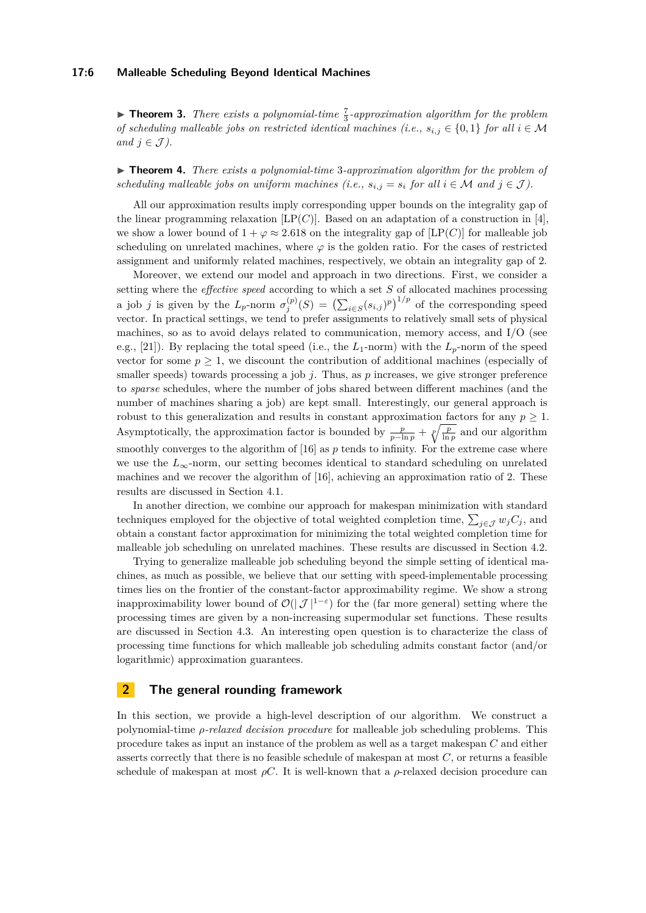▶ **Theorem 3.** *There exists a polynomial-time $\frac{7}{3}$-approximation algorithm for the problem of scheduling malleable jobs on restricted identical machines (i.e., $s_{i,j} \in \{0,1\}$ for all $i \in \mathcal{M}$ and $j \in \mathcal{J}$).*

▶ **Theorem 4.** *There exists a polynomial-time 3-approximation algorithm for the problem of scheduling malleable jobs on uniform machines (i.e., $s_{i,j} = s_i$ for all $i \in \mathcal{M}$ and $j \in \mathcal{J}$).*

All our approximation results imply corresponding upper bounds on the integrality gap of the linear programming relaxation [LP($C$)]. Based on an adaptation of a construction in [4], we show a lower bound of $1 + \varphi \approx 2.618$ on the integrality gap of [LP($C$)] for malleable job scheduling on unrelated machines, where $\varphi$ is the golden ratio. For the cases of restricted assignment and uniformly related machines, respectively, we obtain an integrality gap of 2.

Moreover, we extend our model and approach in two directions. First, we consider a setting where the *effective speed* according to which a set $S$ of allocated machines processing a job $j$ is given by the $L_p$-norm $\sigma_j^{(p)}(S) = \left(\sum_{i \in S}(s_{i,j})^p\right)^{1/p}$ of the corresponding speed vector. In practical settings, we tend to prefer assignments to relatively small sets of physical machines, so as to avoid delays related to communication, memory access, and I/O (see e.g., [21]). By replacing the total speed (i.e., the $L_1$-norm) with the $L_p$-norm of the speed vector for some $p \geq 1$, we discount the contribution of additional machines (especially of smaller speeds) towards processing a job $j$. Thus, as $p$ increases, we give stronger preference to *sparse* schedules, where the number of jobs shared between different machines (and the number of machines sharing a job) are kept small. Interestingly, our general approach is robust to this generalization and results in constant approximation factors for any $p \geq 1$. Asymptotically, the approximation factor is bounded by $\frac{p}{p - \ln p} + \sqrt[p]{\frac{p}{\ln p}}$ and our algorithm smoothly converges to the algorithm of [16] as $p$ tends to infinity. For the extreme case where we use the $L_\infty$-norm, our setting becomes identical to standard scheduling on unrelated machines and we recover the algorithm of [16], achieving an approximation ratio of 2. These results are discussed in Section 4.1.

In another direction, we combine our approach for makespan minimization with standard techniques employed for the objective of total weighted completion time, $\sum_{j \in \mathcal{J}} w_j C_j$, and obtain a constant factor approximation for minimizing the total weighted completion time for malleable job scheduling on unrelated machines. These results are discussed in Section 4.2.

Trying to generalize malleable job scheduling beyond the simple setting of identical machines, as much as possible, we believe that our setting with speed-implementable processing times lies on the frontier of the constant-factor approximability regime. We show a strong inapproximability lower bound of $\mathcal{O}(|\mathcal{J}|^{1-\varepsilon})$ for the (far more general) setting where the processing times are given by a non-increasing supermodular set functions. These results are discussed in Section 4.3. An interesting open question is to characterize the class of processing time functions for which malleable job scheduling admits constant factor (and/or logarithmic) approximation guarantees.

## 2 The general rounding framework

In this section, we provide a high-level description of our algorithm. We construct a polynomial-time $\rho$-*relaxed decision procedure* for malleable job scheduling problems. This procedure takes as input an instance of the problem as well as a target makespan $C$ and either asserts correctly that there is no feasible schedule of makespan at most $C$, or returns a feasible schedule of makespan at most $\rho C$. It is well-known that a $\rho$-relaxed decision procedure can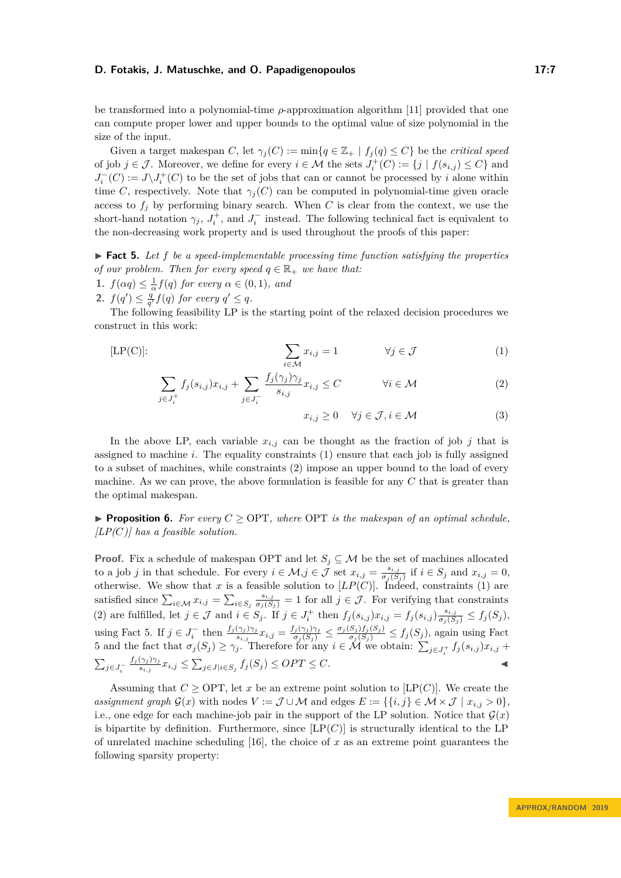be transformed into a polynomial-time $\rho$-approximation algorithm [11] provided that one can compute proper lower and upper bounds to the optimal value of size polynomial in the size of the input.

Given a target makespan $C$, let $\gamma_j(C) := \min\{q \in \mathbb{Z}_+ \mid f_j(q) \leq C\}$ be the *critical speed* of job $j \in \mathcal{J}$. Moreover, we define for every $i \in \mathcal{M}$ the sets $J_i^+(C) := \{j \mid f(s_{i,j}) \leq C\}$ and $J_i^-(C) := J \backslash J_i^+(C)$ to be the set of jobs that can or cannot be processed by $i$ alone within time $C$, respectively. Note that $\gamma_j(C)$ can be computed in polynomial-time given oracle access to $f_j$ by performing binary search. When $C$ is clear from the context, we use the short-hand notation $\gamma_j$, $J_i^+$, and $J_i^-$ instead. The following technical fact is equivalent to the non-decreasing work property and is used throughout the proofs of this paper:

▶ **Fact 5.** *Let $f$ be a speed-implementable processing time function satisfying the properties of our problem. Then for every speed $q \in \mathbb{R}_+$ we have that:*

1. $f(\alpha q) \leq \frac{1}{\alpha} f(q)$ *for every* $\alpha \in (0, 1)$*, and*
2. $f(q') \leq \frac{q}{q'} f(q)$ *for every* $q' \leq q$*.*

The following feasibility LP is the starting point of the relaxed decision procedures we construct in this work:

[LP(C)]:

$$\sum_{i \in \mathcal{M}} x_{i,j} = 1 \qquad \forall j \in \mathcal{J} \tag{1}$$

$$\sum_{j \in J_i^+} f_j(s_{i,j}) x_{i,j} + \sum_{j \in J_i^-} \frac{f_j(\gamma_j)\gamma_j}{s_{i,j}} x_{i,j} \leq C \qquad \forall i \in \mathcal{M} \tag{2}$$

$$x_{i,j} \geq 0 \quad \forall j \in \mathcal{J}, i \in \mathcal{M} \tag{3}$$

In the above LP, each variable $x_{i,j}$ can be thought as the fraction of job $j$ that is assigned to machine $i$. The equality constraints (1) ensure that each job is fully assigned to a subset of machines, while constraints (2) impose an upper bound to the load of every machine. As we can prove, the above formulation is feasible for any $C$ that is greater than the optimal makespan.

▶ **Proposition 6.** *For every $C \geq \mathrm{OPT}$, where $\mathrm{OPT}$ is the makespan of an optimal schedule, [LP(C)] has a feasible solution.*

**Proof.** Fix a schedule of makespan OPT and let $S_j \subseteq \mathcal{M}$ be the set of machines allocated to a job $j$ in that schedule. For every $i \in \mathcal{M}, j \in \mathcal{J}$ set $x_{i,j} = \frac{s_{i,j}}{\sigma_j(S_j)}$ if $i \in S_j$ and $x_{i,j} = 0$, otherwise. We show that $x$ is a feasible solution to $[LP(C)]$. Indeed, constraints (1) are satisfied since $\sum_{i \in \mathcal{M}} x_{i,j} = \sum_{i \in S_j} \frac{s_{i,j}}{\sigma_j(S_j)} = 1$ for all $j \in \mathcal{J}$. For verifying that constraints (2) are fulfilled, let $j \in \mathcal{J}$ and $i \in S_j$. If $j \in J_i^+$ then $f_j(s_{i,j}) x_{i,j} = f_j(s_{i,j}) \frac{s_{i,j}}{\sigma_j(S_j)} \leq f_j(S_j)$, using Fact 5. If $j \in J_i^-$ then $\frac{f_j(\gamma_j)\gamma_j}{s_{i,j}} x_{i,j} = \frac{f_j(\gamma_j)\gamma_j}{\sigma_j(S_j)} \leq \frac{\sigma_j(S_j) f_j(S_j)}{\sigma_j(S_j)} \leq f_j(S_j)$, again using Fact 5 and the fact that $\sigma_j(S_j) \geq \gamma_j$. Therefore for any $i \in \mathcal{M}$ we obtain: $\sum_{j \in J_i^+} f_j(s_{i,j}) x_{i,j} + \sum_{j \in J_i^-} \frac{f_j(\gamma_j)\gamma_j}{s_{i,j}} x_{i,j} \leq \sum_{j \in J | i \in S_j} f_j(S_j) \leq OPT \leq C$. ◀

Assuming that $C \geq \mathrm{OPT}$, let $x$ be an extreme point solution to [LP($C$)]. We create the *assignment graph* $\mathcal{G}(x)$ with nodes $V := \mathcal{J} \cup \mathcal{M}$ and edges $E := \{\{i, j\} \in \mathcal{M} \times \mathcal{J} \mid x_{i,j} > 0\}$, i.e., one edge for each machine-job pair in the support of the LP solution. Notice that $\mathcal{G}(x)$ is bipartite by definition. Furthermore, since [LP($C$)] is structurally identical to the LP of unrelated machine scheduling [16], the choice of $x$ as an extreme point guarantees the following sparsity property: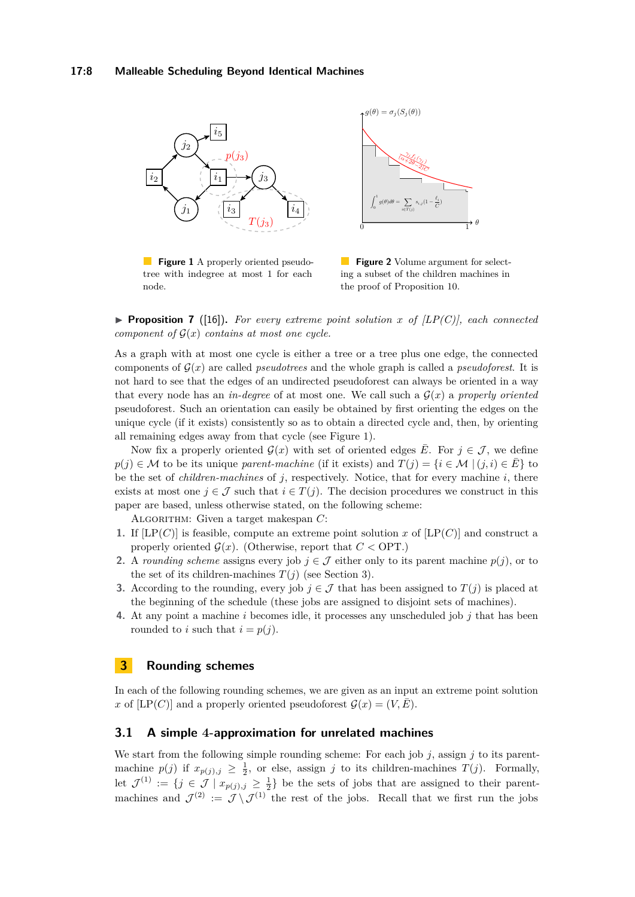**Figure 1** A properly oriented pseudotree with indegree at most 1 for each node.

**Figure 2** Volume argument for selecting a subset of the children machines in the proof of Proposition 10.

▶ **Proposition 7** ([16]). *For every extreme point solution $x$ of [LP(C)], each connected component of $\mathcal{G}(x)$ contains at most one cycle.*

As a graph with at most one cycle is either a tree or a tree plus one edge, the connected components of $\mathcal{G}(x)$ are called *pseudotrees* and the whole graph is called a *pseudoforest*. It is not hard to see that the edges of an undirected pseudoforest can always be oriented in a way that every node has an *in-degree* of at most one. We call such a $\mathcal{G}(x)$ a *properly oriented* pseudoforest. Such an orientation can easily be obtained by first orienting the edges on the unique cycle (if it exists) consistently so as to obtain a directed cycle and, then, by orienting all remaining edges away from that cycle (see Figure 1).

Now fix a properly oriented $\mathcal{G}(x)$ with set of oriented edges $\bar{E}$. For $j \in \mathcal{J}$, we define $p(j) \in \mathcal{M}$ to be its unique *parent-machine* (if it exists) and $T(j) = \{i \in \mathcal{M} \mid (j,i) \in \bar{E}\}$ to be the set of *children-machines* of $j$, respectively. Notice, that for every machine $i$, there exists at most one $j \in \mathcal{J}$ such that $i \in T(j)$. The decision procedures we construct in this paper are based, unless otherwise stated, on the following scheme:

Algorithm: Given a target makespan $C$:

1. If [LP($C$)] is feasible, compute an extreme point solution $x$ of [LP($C$)] and construct a properly oriented $\mathcal{G}(x)$. (Otherwise, report that $C < \text{OPT}$.)
2. A *rounding scheme* assigns every job $j \in \mathcal{J}$ either only to its parent machine $p(j)$, or to the set of its children-machines $T(j)$ (see Section 3).
3. According to the rounding, every job $j \in \mathcal{J}$ that has been assigned to $T(j)$ is placed at the beginning of the schedule (these jobs are assigned to disjoint sets of machines).
4. At any point a machine $i$ becomes idle, it processes any unscheduled job $j$ that has been rounded to $i$ such that $i = p(j)$.

## 3 Rounding schemes

In each of the following rounding schemes, we are given as an input an extreme point solution $x$ of [LP($C$)] and a properly oriented pseudoforest $\mathcal{G}(x) = (V, \bar{E})$.

### 3.1 A simple 4-approximation for unrelated machines

We start from the following simple rounding scheme: For each job $j$, assign $j$ to its parent-machine $p(j)$ if $x_{p(j),j} \geq \frac{1}{2}$, or else, assign $j$ to its children-machines $T(j)$. Formally, let $\mathcal{J}^{(1)} := \{j \in \mathcal{J} \mid x_{p(j),j} \geq \frac{1}{2}\}$ be the sets of jobs that are assigned to their parent-machines and $\mathcal{J}^{(2)} := \mathcal{J} \setminus \mathcal{J}^{(1)}$ the rest of the jobs. Recall that we first run the jobs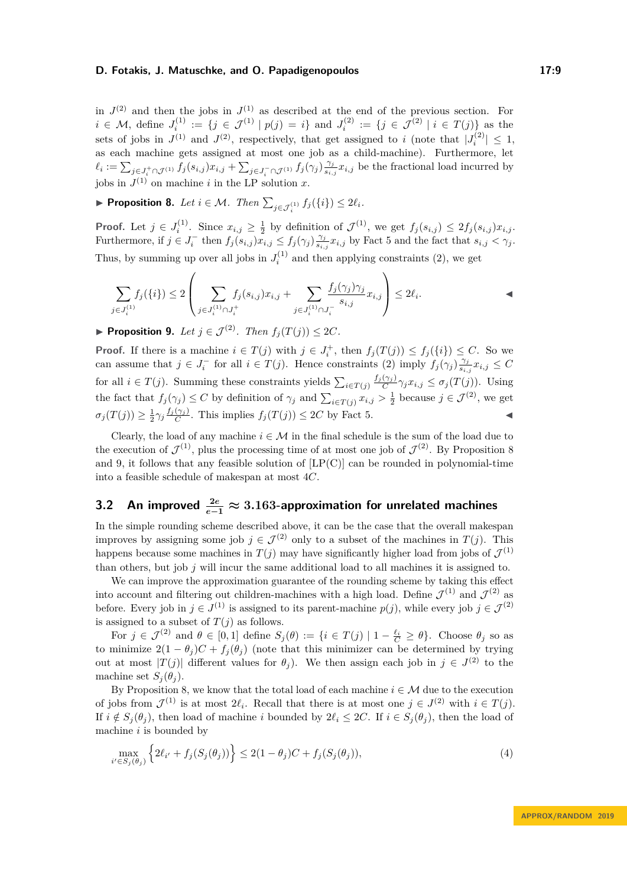in $J^{(2)}$ and then the jobs in $J^{(1)}$ as described at the end of the previous section. For $i \in \mathcal{M}$, define $J_i^{(1)} := \{j \in \mathcal{J}^{(1)} \mid p(j) = i\}$ and $J_i^{(2)} := \{j \in \mathcal{J}^{(2)} \mid i \in T(j)\}$ as the sets of jobs in $J^{(1)}$ and $J^{(2)}$, respectively, that get assigned to $i$ (note that $|J_i^{(2)}| \leq 1$, as each machine gets assigned at most one job as a child-machine). Furthermore, let $\ell_i := \sum_{j \in J_i^+ \cap \mathcal{J}^{(1)}} f_j(s_{i,j})x_{i,j} + \sum_{j \in J_i^- \cap \mathcal{J}^{(1)}} f_j(\gamma_j)\frac{\gamma_j}{s_{i,j}}x_{i,j}$ be the fractional load incurred by jobs in $J^{(1)}$ on machine $i$ in the LP solution $x$.

▶ **Proposition 8.** *Let $i \in \mathcal{M}$. Then $\sum_{j \in \mathcal{J}_i^{(1)}} f_j(\{i\}) \leq 2\ell_i$.*

**Proof.** Let $j \in J_i^{(1)}$. Since $x_{i,j} \geq \frac{1}{2}$ by definition of $\mathcal{J}^{(1)}$, we get $f_j(s_{i,j}) \leq 2 f_j(s_{i,j})x_{i,j}$. Furthermore, if $j \in J_i^-$ then $f_j(s_{i,j})x_{i,j} \leq f_j(\gamma_j)\frac{\gamma_j}{s_{i,j}}x_{i,j}$ by Fact 5 and the fact that $s_{i,j} < \gamma_j$. Thus, by summing up over all jobs in $J_i^{(1)}$ and then applying constraints (2), we get

$$\sum_{j \in J_i^{(1)}} f_j(\{i\}) \leq 2\left(\sum_{j \in J_i^{(1)} \cap J_i^+} f_j(s_{i,j})x_{i,j} + \sum_{j \in J_i^{(1)} \cap J_i^-} \frac{f_j(\gamma_j)\gamma_j}{s_{i,j}}x_{i,j}\right) \leq 2\ell_i. \qquad ◀$$

▶ **Proposition 9.** *Let $j \in \mathcal{J}^{(2)}$. Then $f_j(T(j)) \leq 2C$.*

**Proof.** If there is a machine $i \in T(j)$ with $j \in J_i^+$, then $f_j(T(j)) \leq f_j(\{i\}) \leq C$. So we can assume that $j \in J_i^-$ for all $i \in T(j)$. Hence constraints (2) imply $f_j(\gamma_j)\frac{\gamma_j}{s_{i,j}}x_{i,j} \leq C$ for all $i \in T(j)$. Summing these constraints yields $\sum_{i \in T(j)} \frac{f_j(\gamma_j)}{C}\gamma_j x_{i,j} \leq \sigma_j(T(j))$. Using the fact that $f_j(\gamma_j) \leq C$ by definition of $\gamma_j$ and $\sum_{i \in T(j)} x_{i,j} > \frac{1}{2}$ because $j \in \mathcal{J}^{(2)}$, we get $\sigma_j(T(j)) \geq \frac{1}{2}\gamma_j\frac{f_j(\gamma_j)}{C}$. This implies $f_j(T(j)) \leq 2C$ by Fact 5. ◀

Clearly, the load of any machine $i \in \mathcal{M}$ in the final schedule is the sum of the load due to the execution of $\mathcal{J}^{(1)}$, plus the processing time of at most one job of $\mathcal{J}^{(2)}$. By Proposition 8 and 9, it follows that any feasible solution of [LP(C)] can be rounded in polynomial-time into a feasible schedule of makespan at most $4C$.

## 3.2 An improved $\frac{2e}{e-1} \approx 3.163$-approximation for unrelated machines

In the simple rounding scheme described above, it can be the case that the overall makespan improves by assigning some job $j \in \mathcal{J}^{(2)}$ only to a subset of the machines in $T(j)$. This happens because some machines in $T(j)$ may have significantly higher load from jobs of $\mathcal{J}^{(1)}$ than others, but job $j$ will incur the same additional load to all machines it is assigned to.

We can improve the approximation guarantee of the rounding scheme by taking this effect into account and filtering out children-machines with a high load. Define $\mathcal{J}^{(1)}$ and $\mathcal{J}^{(2)}$ as before. Every job in $j \in J^{(1)}$ is assigned to its parent-machine $p(j)$, while every job $j \in \mathcal{J}^{(2)}$ is assigned to a subset of $T(j)$ as follows.

For $j \in \mathcal{J}^{(2)}$ and $\theta \in [0, 1]$ define $S_j(\theta) := \{i \in T(j) \mid 1 - \frac{\ell_i}{C} \geq \theta\}$. Choose $\theta_j$ so as to minimize $2(1 - \theta_j)C + f_j(\theta_j)$ (note that this minimizer can be determined by trying out at most $|T(j)|$ different values for $\theta_j$). We then assign each job in $j \in J^{(2)}$ to the machine set $S_j(\theta_j)$.

By Proposition 8, we know that the total load of each machine $i \in \mathcal{M}$ due to the execution of jobs from $\mathcal{J}^{(1)}$ is at most $2\ell_i$. Recall that there is at most one $j \in J^{(2)}$ with $i \in T(j)$. If $i \notin S_j(\theta_j)$, then load of machine $i$ bounded by $2\ell_i \leq 2C$. If $i \in S_j(\theta_j)$, then the load of machine $i$ is bounded by

$$\max_{i' \in S_j(\theta_j)} \left\{2\ell_{i'} + f_j(S_j(\theta_j))\right\} \leq 2(1 - \theta_j)C + f_j(S_j(\theta_j)), \tag{4}$$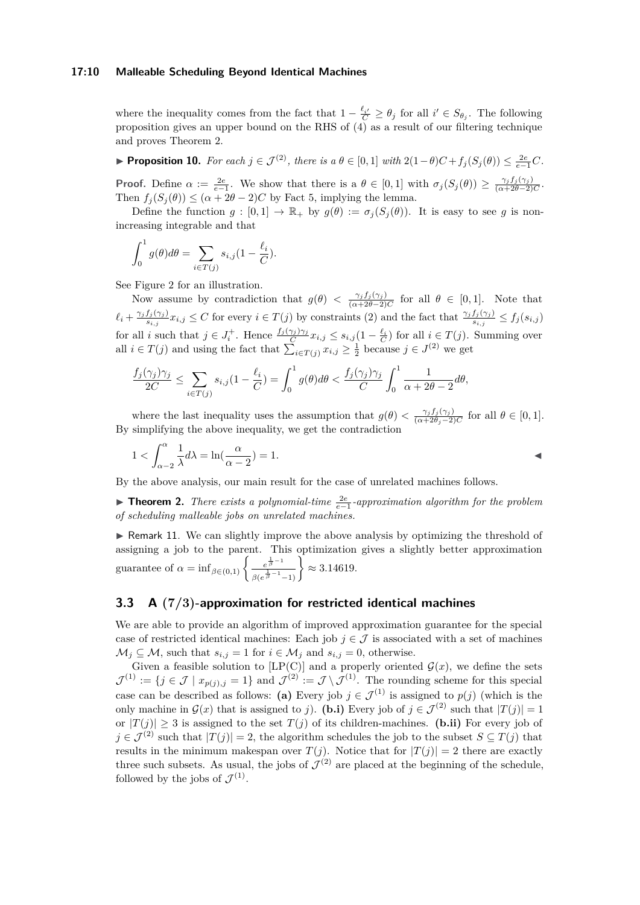where the inequality comes from the fact that $1 - \frac{\ell_{i'}}{C} \geq \theta_j$ for all $i' \in S_{\theta_j}$. The following proposition gives an upper bound on the RHS of (4) as a result of our filtering technique and proves Theorem 2.

▶ **Proposition 10.** *For each $j \in \mathcal{J}^{(2)}$, there is a $\theta \in [0,1]$ with $2(1-\theta)C + f_j(S_j(\theta)) \leq \frac{2e}{e-1}C$.*

**Proof.** Define $\alpha := \frac{2e}{e-1}$. We show that there is a $\theta \in [0,1]$ with $\sigma_j(S_j(\theta)) \geq \frac{\gamma_j f_j(\gamma_j)}{(\alpha+2\theta-2)C}$. Then $f_j(S_j(\theta)) \leq (\alpha + 2\theta - 2)C$ by Fact 5, implying the lemma.

Define the function $g : [0,1] \to \mathbb{R}_+$ by $g(\theta) := \sigma_j(S_j(\theta))$. It is easy to see $g$ is non-increasing integrable and that

$$\int_0^1 g(\theta) d\theta = \sum_{i \in T(j)} s_{i,j}(1 - \frac{\ell_i}{C}).$$

See Figure 2 for an illustration.

Now assume by contradiction that $g(\theta) < \frac{\gamma_j f_j(\gamma_j)}{(\alpha+2\theta-2)C}$ for all $\theta \in [0,1]$. Note that $\ell_i + \frac{\gamma_j f_j(\gamma_j)}{s_{i,j}} x_{i,j} \leq C$ for every $i \in T(j)$ by constraints (2) and the fact that $\frac{\gamma_j f_j(\gamma_j)}{s_{i,j}} \leq f_j(s_{i,j})$ for all $i$ such that $j \in J_i^+$. Hence $\frac{f_j(\gamma_j)\gamma_j}{C} x_{i,j} \leq s_{i,j}(1 - \frac{\ell_i}{C})$ for all $i \in T(j)$. Summing over all $i \in T(j)$ and using the fact that $\sum_{i \in T(j)} x_{i,j} \geq \frac{1}{2}$ because $j \in J^{(2)}$ we get

$$\frac{f_j(\gamma_j)\gamma_j}{2C} \leq \sum_{i \in T(j)} s_{i,j}(1 - \frac{\ell_i}{C}) = \int_0^1 g(\theta) d\theta < \frac{f_j(\gamma_j)\gamma_j}{C} \int_0^1 \frac{1}{\alpha + 2\theta - 2} d\theta,$$

where the last inequality uses the assumption that $g(\theta) < \frac{\gamma_j f_j(\gamma_j)}{(\alpha+2\theta_j-2)C}$ for all $\theta \in [0,1]$. By simplifying the above inequality, we get the contradiction

$$1 < \int_{\alpha-2}^{\alpha} \frac{1}{\lambda} d\lambda = \ln(\frac{\alpha}{\alpha-2}) = 1.$$ ◀

By the above analysis, our main result for the case of unrelated machines follows.

▶ **Theorem 2.** *There exists a polynomial-time $\frac{2e}{e-1}$-approximation algorithm for the problem of scheduling malleable jobs on unrelated machines.*

▶ Remark 11. We can slightly improve the above analysis by optimizing the threshold of assigning a job to the parent. This optimization gives a slightly better approximation guarantee of $\alpha = \inf_{\beta \in (0,1)} \left\{ \frac{e^{\frac{1}{\beta}-1}}{\beta(e^{\frac{1}{\beta}-1}-1)} \right\} \approx 3.14619$.

## 3.3 A (7/3)-approximation for restricted identical machines

We are able to provide an algorithm of improved approximation guarantee for the special case of restricted identical machines: Each job $j \in \mathcal{J}$ is associated with a set of machines $\mathcal{M}_j \subseteq \mathcal{M}$, such that $s_{i,j} = 1$ for $i \in \mathcal{M}_j$ and $s_{i,j} = 0$, otherwise.

Given a feasible solution to [LP(C)] and a properly oriented $\mathcal{G}(x)$, we define the sets $\mathcal{J}^{(1)} := \{j \in \mathcal{J} \mid x_{p(j),j} = 1\}$ and $\mathcal{J}^{(2)} := \mathcal{J} \setminus \mathcal{J}^{(1)}$. The rounding scheme for this special case can be described as follows: **(a)** Every job $j \in \mathcal{J}^{(1)}$ is assigned to $p(j)$ (which is the only machine in $\mathcal{G}(x)$ that is assigned to $j$). **(b.i)** Every job of $j \in \mathcal{J}^{(2)}$ such that $|T(j)| = 1$ or $|T(j)| \geq 3$ is assigned to the set $T(j)$ of its children-machines. **(b.ii)** For every job of $j \in \mathcal{J}^{(2)}$ such that $|T(j)| = 2$, the algorithm schedules the job to the subset $S \subseteq T(j)$ that results in the minimum makespan over $T(j)$. Notice that for $|T(j)| = 2$ there are exactly three such subsets. As usual, the jobs of $\mathcal{J}^{(2)}$ are placed at the beginning of the schedule, followed by the jobs of $\mathcal{J}^{(1)}$.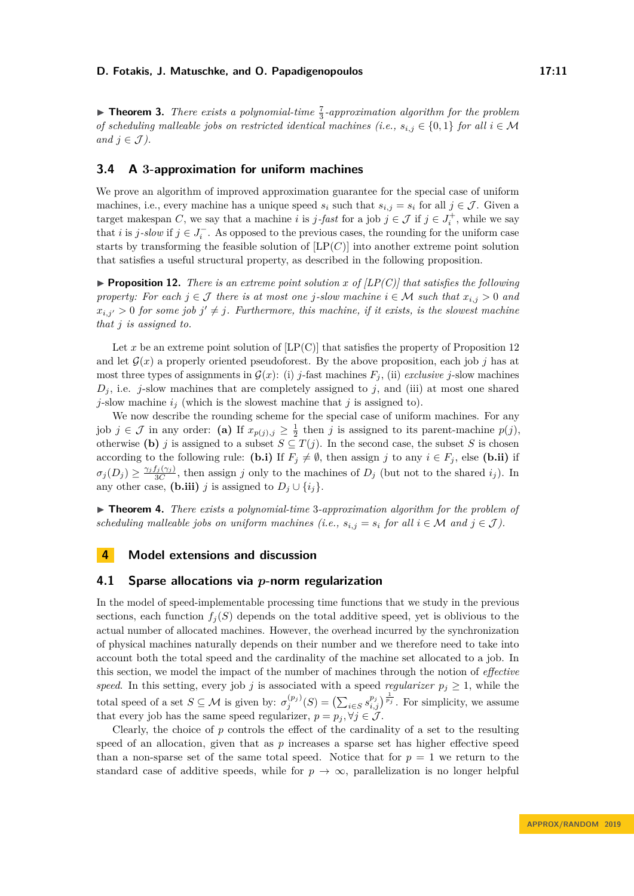▶ **Theorem 3.** *There exists a polynomial-time $\frac{7}{3}$-approximation algorithm for the problem of scheduling malleable jobs on restricted identical machines (i.e., $s_{i,j} \in \{0,1\}$ for all $i \in \mathcal{M}$ and $j \in \mathcal{J}$).*

## 3.4 A 3-approximation for uniform machines

We prove an algorithm of improved approximation guarantee for the special case of uniform machines, i.e., every machine has a unique speed $s_i$ such that $s_{i,j} = s_i$ for all $j \in \mathcal{J}$. Given a target makespan $C$, we say that a machine $i$ is *$j$-fast* for a job $j \in \mathcal{J}$ if $j \in J_i^+$, while we say that $i$ is *$j$-slow* if $j \in J_i^-$. As opposed to the previous cases, the rounding for the uniform case starts by transforming the feasible solution of [LP($C$)] into another extreme point solution that satisfies a useful structural property, as described in the following proposition.

▶ **Proposition 12.** *There is an extreme point solution $x$ of [LP(C)] that satisfies the following property: For each $j \in \mathcal{J}$ there is at most one $j$-slow machine $i \in \mathcal{M}$ such that $x_{i,j} > 0$ and $x_{i,j'} > 0$ for some job $j' \neq j$. Furthermore, this machine, if it exists, is the slowest machine that $j$ is assigned to.*

Let $x$ be an extreme point solution of [LP(C)] that satisfies the property of Proposition 12 and let $\mathcal{G}(x)$ a properly oriented pseudoforest. By the above proposition, each job $j$ has at most three types of assignments in $\mathcal{G}(x)$: (i) $j$-fast machines $F_j$, (ii) *exclusive* $j$-slow machines $D_j$, i.e. $j$-slow machines that are completely assigned to $j$, and (iii) at most one shared $j$-slow machine $i_j$ (which is the slowest machine that $j$ is assigned to).

We now describe the rounding scheme for the special case of uniform machines. For any job $j \in \mathcal{J}$ in any order: **(a)** If $x_{p(j),j} \geq \frac{1}{2}$ then $j$ is assigned to its parent-machine $p(j)$, otherwise **(b)** $j$ is assigned to a subset $S \subseteq T(j)$. In the second case, the subset $S$ is chosen according to the following rule: **(b.i)** If $F_j \neq \emptyset$, then assign $j$ to any $i \in F_j$, else **(b.ii)** if $\sigma_j(D_j) \geq \frac{\gamma_j f_j(\gamma_j)}{3C}$, then assign $j$ only to the machines of $D_j$ (but not to the shared $i_j$). In any other case, **(b.iii)** $j$ is assigned to $D_j \cup \{i_j\}$.

▶ **Theorem 4.** *There exists a polynomial-time 3-approximation algorithm for the problem of scheduling malleable jobs on uniform machines (i.e., $s_{i,j} = s_i$ for all $i \in \mathcal{M}$ and $j \in \mathcal{J}$).*

# 4 Model extensions and discussion

## 4.1 Sparse allocations via $p$-norm regularization

In the model of speed-implementable processing time functions that we study in the previous sections, each function $f_j(S)$ depends on the total additive speed, yet is oblivious to the actual number of allocated machines. However, the overhead incurred by the synchronization of physical machines naturally depends on their number and we therefore need to take into account both the total speed and the cardinality of the machine set allocated to a job. In this section, we model the impact of the number of machines through the notion of *effective speed*. In this setting, every job $j$ is associated with a speed *regularizer* $p_j \geq 1$, while the total speed of a set $S \subseteq \mathcal{M}$ is given by: $\sigma_j^{(p_j)}(S) = \left(\sum_{i \in S} s_{i,j}^{p_j}\right)^{\frac{1}{p_j}}$. For simplicity, we assume that every job has the same speed regularizer, $p = p_j, \forall j \in \mathcal{J}$.

Clearly, the choice of $p$ controls the effect of the cardinality of a set to the resulting speed of an allocation, given that as $p$ increases a sparse set has higher effective speed than a non-sparse set of the same total speed. Notice that for $p = 1$ we return to the standard case of additive speeds, while for $p \to \infty$, parallelization is no longer helpful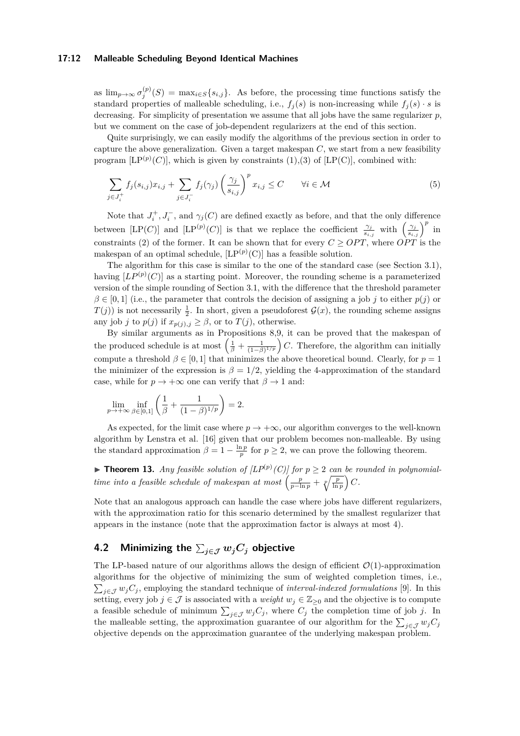as $\lim_{p\to\infty} \sigma_j^{(p)}(S) = \max_{i\in S}\{s_{i,j}\}$. As before, the processing time functions satisfy the standard properties of malleable scheduling, i.e., $f_j(s)$ is non-increasing while $f_j(s)\cdot s$ is decreasing. For simplicity of presentation we assume that all jobs have the same regularizer $p$, but we comment on the case of job-dependent regularizers at the end of this section.

Quite surprisingly, we can easily modify the algorithms of the previous section in order to capture the above generalization. Given a target makespan $C$, we start from a new feasibility program [LP$^{(p)}(C)$], which is given by constraints (1),(3) of [LP(C)], combined with:

$$\sum_{j\in J_i^+} f_j(s_{i,j})x_{i,j} + \sum_{j\in J_i^-} f_j(\gamma_j)\left(\frac{\gamma_j}{s_{i,j}}\right)^p x_{i,j} \le C \qquad \forall i \in \mathcal{M} \tag{5}$$

Note that $J_i^+, J_i^-$, and $\gamma_j(C)$ are defined exactly as before, and that the only difference between [LP($C$)] and [LP$^{(p)}(C)$] is that we replace the coefficient $\frac{\gamma_j}{s_{i,j}}$ with $\left(\frac{\gamma_j}{s_{i,j}}\right)^p$ in constraints (2) of the former. It can be shown that for every $C \ge OPT$, where $OPT$ is the makespan of an optimal schedule, [LP$^{(p)}$(C)] has a feasible solution.

The algorithm for this case is similar to the one of the standard case (see Section 3.1), having $[LP^{(p)}(C)]$ as a starting point. Moreover, the rounding scheme is a parameterized version of the simple rounding of Section 3.1, with the difference that the threshold parameter $\beta \in [0,1]$ (i.e., the parameter that controls the decision of assigning a job $j$ to either $p(j)$ or $T(j)$) is not necessarily $\frac{1}{2}$. In short, given a pseudoforest $\mathcal{G}(x)$, the rounding scheme assigns any job $j$ to $p(j)$ if $x_{p(j),j} \ge \beta$, or to $T(j)$, otherwise.

By similar arguments as in Propositions 8,9, it can be proved that the makespan of the produced schedule is at most $\left(\frac{1}{\beta} + \frac{1}{(1-\beta)^{1/p}}\right)C$. Therefore, the algorithm can initially compute a threshold $\beta \in [0,1]$ that minimizes the above theoretical bound. Clearly, for $p=1$ the minimizer of the expression is $\beta = 1/2$, yielding the 4-approximation of the standard case, while for $p \to +\infty$ one can verify that $\beta \to 1$ and:

$$\lim_{p\to+\infty} \inf_{\beta\in[0,1]} \left(\frac{1}{\beta} + \frac{1}{(1-\beta)^{1/p}}\right) = 2.$$

As expected, for the limit case where $p \to +\infty$, our algorithm converges to the well-known algorithm by Lenstra et al. [16] given that our problem becomes non-malleable. By using the standard approximation $\beta = 1 - \frac{\ln p}{p}$ for $p \ge 2$, we can prove the following theorem.

▶ **Theorem 13.** *Any feasible solution of $[LP^{(p)}(C)]$ for $p \ge 2$ can be rounded in polynomial-time into a feasible schedule of makespan at most* $\left(\frac{p}{p-\ln p} + \sqrt[p]{\frac{p}{\ln p}}\right)C$.

Note that an analogous approach can handle the case where jobs have different regularizers, with the approximation ratio for this scenario determined by the smallest regularizer that appears in the instance (note that the approximation factor is always at most 4).

## 4.2 Minimizing the $\sum_{j\in\mathcal{J}} w_j C_j$ objective

The LP-based nature of our algorithms allows the design of efficient $\mathcal{O}(1)$-approximation algorithms for the objective of minimizing the sum of weighted completion times, i.e., $\sum_{j\in\mathcal{J}} w_j C_j$, employing the standard technique of *interval-indexed formulations* [9]. In this setting, every job $j \in \mathcal{J}$ is associated with a *weight* $w_j \in \mathbb{Z}_{\ge 0}$ and the objective is to compute a feasible schedule of minimum $\sum_{j\in\mathcal{J}} w_j C_j$, where $C_j$ the completion time of job $j$. In the malleable setting, the approximation guarantee of our algorithm for the $\sum_{j\in\mathcal{J}} w_j C_j$ objective depends on the approximation guarantee of the underlying makespan problem.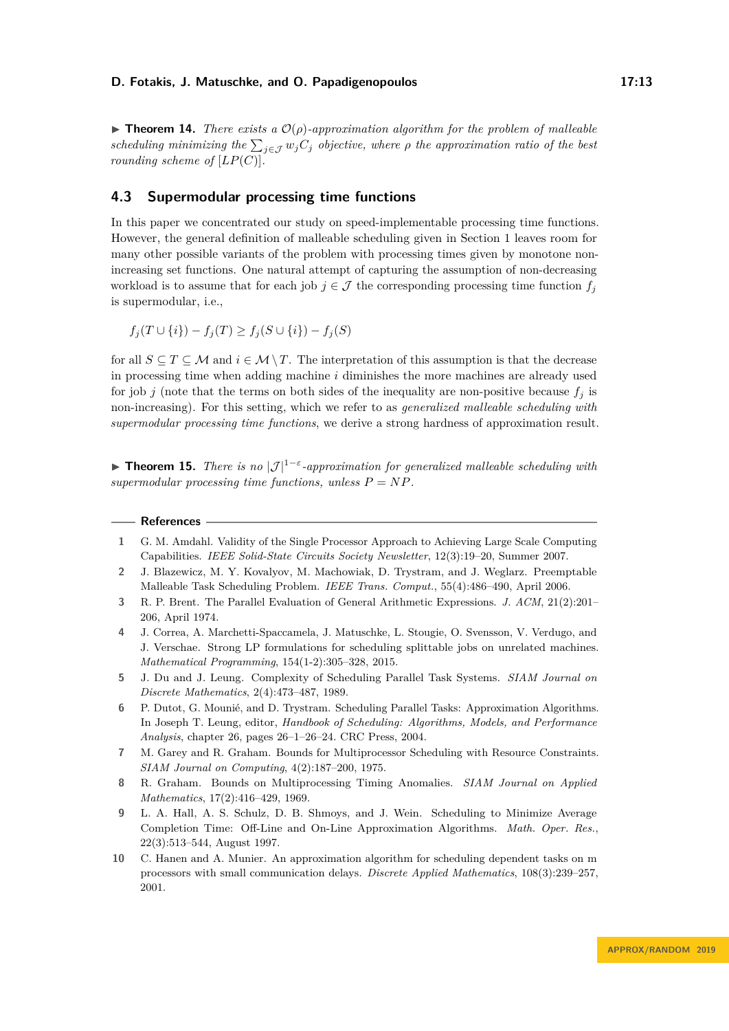▶ **Theorem 14.** *There exists a $\mathcal{O}(\rho)$-approximation algorithm for the problem of malleable scheduling minimizing the $\sum_{j\in\mathcal{J}} w_j C_j$ objective, where $\rho$ the approximation ratio of the best rounding scheme of $[LP(C)]$.*

## 4.3 Supermodular processing time functions

In this paper we concentrated our study on speed-implementable processing time functions. However, the general definition of malleable scheduling given in Section 1 leaves room for many other possible variants of the problem with processing times given by monotone non-increasing set functions. One natural attempt of capturing the assumption of non-decreasing workload is to assume that for each job $j \in \mathcal{J}$ the corresponding processing time function $f_j$ is supermodular, i.e.,

$$f_j(T \cup \{i\}) - f_j(T) \geq f_j(S \cup \{i\}) - f_j(S)$$

for all $S \subseteq T \subseteq \mathcal{M}$ and $i \in \mathcal{M} \setminus T$. The interpretation of this assumption is that the decrease in processing time when adding machine $i$ diminishes the more machines are already used for job $j$ (note that the terms on both sides of the inequality are non-positive because $f_j$ is non-increasing). For this setting, which we refer to as *generalized malleable scheduling with supermodular processing time functions*, we derive a strong hardness of approximation result.

▶ **Theorem 15.** *There is no $|\mathcal{J}|^{1-\varepsilon}$-approximation for generalized malleable scheduling with supermodular processing time functions, unless $P = NP$.*

## References

1. G. M. Amdahl. Validity of the Single Processor Approach to Achieving Large Scale Computing Capabilities. *IEEE Solid-State Circuits Society Newsletter*, 12(3):19–20, Summer 2007.
2. J. Blazewicz, M. Y. Kovalyov, M. Machowiak, D. Trystram, and J. Weglarz. Preemptable Malleable Task Scheduling Problem. *IEEE Trans. Comput.*, 55(4):486–490, April 2006.
3. R. P. Brent. The Parallel Evaluation of General Arithmetic Expressions. *J. ACM*, 21(2):201–206, April 1974.
4. J. Correa, A. Marchetti-Spaccamela, J. Matuschke, L. Stougie, O. Svensson, V. Verdugo, and J. Verschae. Strong LP formulations for scheduling splittable jobs on unrelated machines. *Mathematical Programming*, 154(1-2):305–328, 2015.
5. J. Du and J. Leung. Complexity of Scheduling Parallel Task Systems. *SIAM Journal on Discrete Mathematics*, 2(4):473–487, 1989.
6. P. Dutot, G. Mounié, and D. Trystram. Scheduling Parallel Tasks: Approximation Algorithms. In Joseph T. Leung, editor, *Handbook of Scheduling: Algorithms, Models, and Performance Analysis*, chapter 26, pages 26–1–26–24. CRC Press, 2004.
7. M. Garey and R. Graham. Bounds for Multiprocessor Scheduling with Resource Constraints. *SIAM Journal on Computing*, 4(2):187–200, 1975.
8. R. Graham. Bounds on Multiprocessing Timing Anomalies. *SIAM Journal on Applied Mathematics*, 17(2):416–429, 1969.
9. L. A. Hall, A. S. Schulz, D. B. Shmoys, and J. Wein. Scheduling to Minimize Average Completion Time: Off-Line and On-Line Approximation Algorithms. *Math. Oper. Res.*, 22(3):513–544, August 1997.
10. C. Hanen and A. Munier. An approximation algorithm for scheduling dependent tasks on m processors with small communication delays. *Discrete Applied Mathematics*, 108(3):239–257, 2001.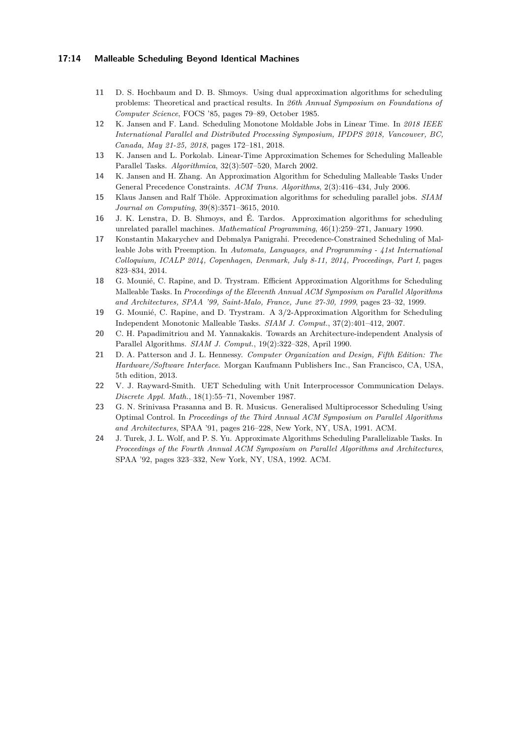11 D. S. Hochbaum and D. B. Shmoys. Using dual approximation algorithms for scheduling problems: Theoretical and practical results. In *26th Annual Symposium on Foundations of Computer Science*, FOCS '85, pages 79–89, October 1985.

12 K. Jansen and F. Land. Scheduling Monotone Moldable Jobs in Linear Time. In *2018 IEEE International Parallel and Distributed Processing Symposium, IPDPS 2018, Vancouver, BC, Canada, May 21-25, 2018*, pages 172–181, 2018.

13 K. Jansen and L. Porkolab. Linear-Time Approximation Schemes for Scheduling Malleable Parallel Tasks. *Algorithmica*, 32(3):507–520, March 2002.

14 K. Jansen and H. Zhang. An Approximation Algorithm for Scheduling Malleable Tasks Under General Precedence Constraints. *ACM Trans. Algorithms*, 2(3):416–434, July 2006.

15 Klaus Jansen and Ralf Thöle. Approximation algorithms for scheduling parallel jobs. *SIAM Journal on Computing*, 39(8):3571–3615, 2010.

16 J. K. Lenstra, D. B. Shmoys, and É. Tardos. Approximation algorithms for scheduling unrelated parallel machines. *Mathematical Programming*, 46(1):259–271, January 1990.

17 Konstantin Makarychev and Debmalya Panigrahi. Precedence-Constrained Scheduling of Malleable Jobs with Preemption. In *Automata, Languages, and Programming - 41st International Colloquium, ICALP 2014, Copenhagen, Denmark, July 8-11, 2014, Proceedings, Part I*, pages 823–834, 2014.

18 G. Mounié, C. Rapine, and D. Trystram. Efficient Approximation Algorithms for Scheduling Malleable Tasks. In *Proceedings of the Eleventh Annual ACM Symposium on Parallel Algorithms and Architectures, SPAA '99, Saint-Malo, France, June 27-30, 1999*, pages 23–32, 1999.

19 G. Mounié, C. Rapine, and D. Trystram. A 3/2-Approximation Algorithm for Scheduling Independent Monotonic Malleable Tasks. *SIAM J. Comput.*, 37(2):401–412, 2007.

20 C. H. Papadimitriou and M. Yannakakis. Towards an Architecture-independent Analysis of Parallel Algorithms. *SIAM J. Comput.*, 19(2):322–328, April 1990.

21 D. A. Patterson and J. L. Hennessy. *Computer Organization and Design, Fifth Edition: The Hardware/Software Interface*. Morgan Kaufmann Publishers Inc., San Francisco, CA, USA, 5th edition, 2013.

22 V. J. Rayward-Smith. UET Scheduling with Unit Interprocessor Communication Delays. *Discrete Appl. Math.*, 18(1):55–71, November 1987.

23 G. N. Srinivasa Prasanna and B. R. Musicus. Generalised Multiprocessor Scheduling Using Optimal Control. In *Proceedings of the Third Annual ACM Symposium on Parallel Algorithms and Architectures*, SPAA '91, pages 216–228, New York, NY, USA, 1991. ACM.

24 J. Turek, J. L. Wolf, and P. S. Yu. Approximate Algorithms Scheduling Parallelizable Tasks. In *Proceedings of the Fourth Annual ACM Symposium on Parallel Algorithms and Architectures*, SPAA '92, pages 323–332, New York, NY, USA, 1992. ACM.